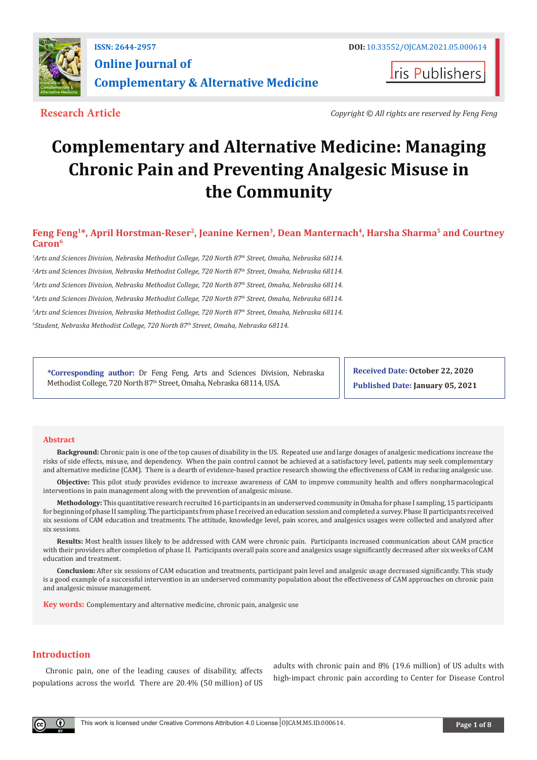Research Article

Copyright © All rights are reserved by Feng Feng

# Complementary and Alternative Medicine: Managing Chronic Pain and Preventing Analgesic Misuse in the Community

**Feng Feng[1]\*, April Horstman-Reser[2], Jeanine Kernen[3], Dean Manternach[4], Harsha Sharma[5] and Courtney Caron[6]**

[1]Arts and Sciences Division, Nebraska Methodist College, 720 North 87th Street, Omaha, Nebraska 68114.

[2]Arts and Sciences Division, Nebraska Methodist College, 720 North 87th Street, Omaha, Nebraska 68114.

[3]Arts and Sciences Division, Nebraska Methodist College, 720 North 87th Street, Omaha, Nebraska 68114.

[4]Arts and Sciences Division, Nebraska Methodist College, 720 North 87th Street, Omaha, Nebraska 68114.

[5]Arts and Sciences Division, Nebraska Methodist College, 720 North 87th Street, Omaha, Nebraska 68114.

[6]Student, Nebraska Methodist College, 720 North 87th Street, Omaha, Nebraska 68114.

**\*Corresponding author:** Dr Feng Feng, Arts and Sciences Division, Nebraska Methodist College, 720 North 87th Street, Omaha, Nebraska 68114, USA.

**Received Date:** October 22, 2020

**Published Date:** January 05, 2021

## Abstract

**Background:** Chronic pain is one of the top causes of disability in the US. Repeated use and large dosages of analgesic medications increase the risks of side effects, misuse, and dependency. When the pain control cannot be achieved at a satisfactory level, patients may seek complementary and alternative medicine (CAM). There is a dearth of evidence-based practice research showing the effectiveness of CAM in reducing analgesic use.

**Objective:** This pilot study provides evidence to increase awareness of CAM to improve community health and offers nonpharmacological interventions in pain management along with the prevention of analgesic misuse.

**Methodology:** This quantitative research recruited 16 participants in an underserved community in Omaha for phase I sampling, 15 participants for beginning of phase II sampling. The participants from phase I received an education session and completed a survey. Phase II participants received six sessions of CAM education and treatments. The attitude, knowledge level, pain scores, and analgesics usages were collected and analyzed after six sessions.

**Results:** Most health issues likely to be addressed with CAM were chronic pain. Participants increased communication about CAM practice with their providers after completion of phase II. Participants overall pain score and analgesics usage significantly decreased after six weeks of CAM education and treatment.

**Conclusion:** After six sessions of CAM education and treatments, participant pain level and analgesic usage decreased significantly. This study is a good example of a successful intervention in an underserved community population about the effectiveness of CAM approaches on chronic pain and analgesic misuse management.

**Key words:** Complementary and alternative medicine, chronic pain, analgesic use

## Introduction

Chronic pain, one of the leading causes of disability, affects populations across the world. There are 20.4% (50 million) of US adults with chronic pain and 8% (19.6 million) of US adults with high-impact chronic pain according to Center for Disease Control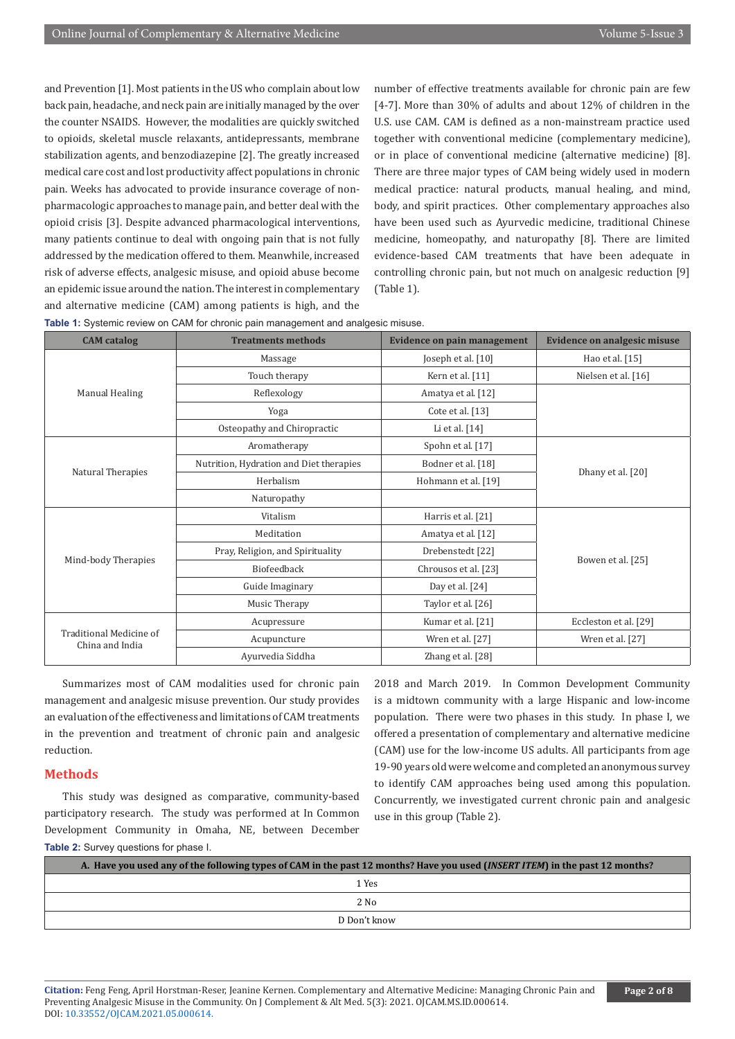and Prevention [1]. Most patients in the US who complain about low back pain, headache, and neck pain are initially managed by the over the counter NSAIDS. However, the modalities are quickly switched to opioids, skeletal muscle relaxants, antidepressants, membrane stabilization agents, and benzodiazepine [2]. The greatly increased medical care cost and lost productivity affect populations in chronic pain. Weeks has advocated to provide insurance coverage of non-pharmacologic approaches to manage pain, and better deal with the opioid crisis [3]. Despite advanced pharmacological interventions, many patients continue to deal with ongoing pain that is not fully addressed by the medication offered to them. Meanwhile, increased risk of adverse effects, analgesic misuse, and opioid abuse become an epidemic issue around the nation. The interest in complementary and alternative medicine (CAM) among patients is high, and the number of effective treatments available for chronic pain are few [4-7]. More than 30% of adults and about 12% of children in the U.S. use CAM. CAM is defined as a non-mainstream practice used together with conventional medicine (complementary medicine), or in place of conventional medicine (alternative medicine) [8]. There are three major types of CAM being widely used in modern medical practice: natural products, manual healing, and mind, body, and spirit practices. Other complementary approaches also have been used such as Ayurvedic medicine, traditional Chinese medicine, homeopathy, and naturopathy [8]. There are limited evidence-based CAM treatments that have been adequate in controlling chronic pain, but not much on analgesic reduction [9] (Table 1).

**Table 1:** Systemic review on CAM for chronic pain management and analgesic misuse.

| CAM catalog | Treatments methods | Evidence on pain management | Evidence on analgesic misuse |
|---|---|---|---|
| Manual Healing | Massage | Joseph et al. [10] | Hao et al. [15] |
| | Touch therapy | Kern et al. [11] | Nielsen et al. [16] |
| | Reflexology | Amatya et al. [12] | |
| | Yoga | Cote et al. [13] | |
| | Osteopathy and Chiropractic | Li et al. [14] | |
| Natural Therapies | Aromatherapy | Spohn et al. [17] | Dhany et al. [20] |
| | Nutrition, Hydration and Diet therapies | Bodner et al. [18] | |
| | Herbalism | Hohmann et al. [19] | |
| | Naturopathy | | |
| Mind-body Therapies | Vitalism | Harris et al. [21] | Bowen et al. [25] |
| | Meditation | Amatya et al. [12] | |
| | Pray, Religion, and Spirituality | Drebenstedt [22] | |
| | Biofeedback | Chrousos et al. [23] | |
| | Guide Imaginary | Day et al. [24] | |
| | Music Therapy | Taylor et al. [26] | |
| Traditional Medicine of China and India | Acupressure | Kumar et al. [21] | Eccleston et al. [29] |
| | Acupuncture | Wren et al. [27] | Wren et al. [27] |
| | Ayurvedia Siddha | Zhang et al. [28] | |

Summarizes most of CAM modalities used for chronic pain management and analgesic misuse prevention. Our study provides an evaluation of the effectiveness and limitations of CAM treatments in the prevention and treatment of chronic pain and analgesic reduction.

## Methods

This study was designed as comparative, community-based participatory research. The study was performed at In Common Development Community in Omaha, NE, between December 2018 and March 2019. In Common Development Community is a midtown community with a large Hispanic and low-income population. There were two phases in this study. In phase I, we offered a presentation of complementary and alternative medicine (CAM) use for the low-income US adults. All participants from age 19-90 years old were welcome and completed an anonymous survey to identify CAM approaches being used among this population. Concurrently, we investigated current chronic pain and analgesic use in this group (Table 2).

**Table 2:** Survey questions for phase I.

| A. Have you used any of the following types of CAM in the past 12 months? Have you used (*INSERT ITEM*) in the past 12 months? |
|---|
| 1 Yes |
| 2 No |
| D Don't know |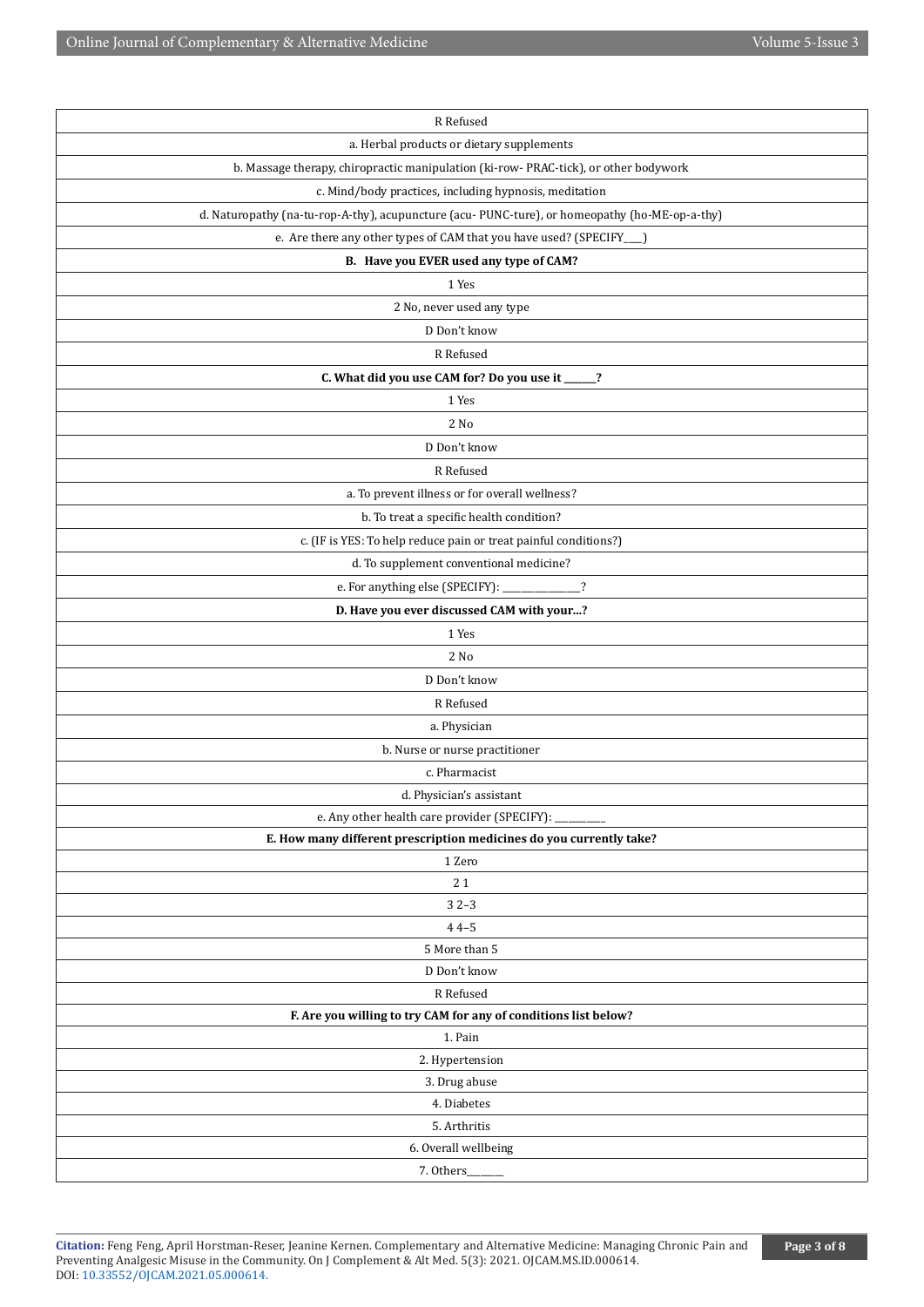| R Refused |
|---|
| a. Herbal products or dietary supplements |
| b. Massage therapy, chiropractic manipulation (ki-row- PRAC-tick), or other bodywork |
| c. Mind/body practices, including hypnosis, meditation |
| d. Naturopathy (na-tu-rop-A-thy), acupuncture (acu- PUNC-ture), or homeopathy (ho-ME-op-a-thy) |
| e. Are there any other types of CAM that you have used? (SPECIFY___) |
| **B. Have you EVER used any type of CAM?** |
| 1 Yes |
| 2 No, never used any type |
| D Don't know |
| R Refused |
| **C. What did you use CAM for? Do you use it ______?** |
| 1 Yes |
| 2 No |
| D Don't know |
| R Refused |
| a. To prevent illness or for overall wellness? |
| b. To treat a specific health condition? |
| c. (IF is YES: To help reduce pain or treat painful conditions?) |
| d. To supplement conventional medicine? |
| e. For anything else (SPECIFY): _______________? |
| **D. Have you ever discussed CAM with your...?** |
| 1 Yes |
| 2 No |
| D Don't know |
| R Refused |
| a. Physician |
| b. Nurse or nurse practitioner |
| c. Pharmacist |
| d. Physician's assistant |
| e. Any other health care provider (SPECIFY): __________ |
| **E. How many different prescription medicines do you currently take?** |
| 1 Zero |
| 2 1 |
| 3 2–3 |
| 4 4–5 |
| 5 More than 5 |
| D Don't know |
| R Refused |
| **F. Are you willing to try CAM for any of conditions list below?** |
| 1. Pain |
| 2. Hypertension |
| 3. Drug abuse |
| 4. Diabetes |
| 5. Arthritis |
| 6. Overall wellbeing |
| 7. Others_______ |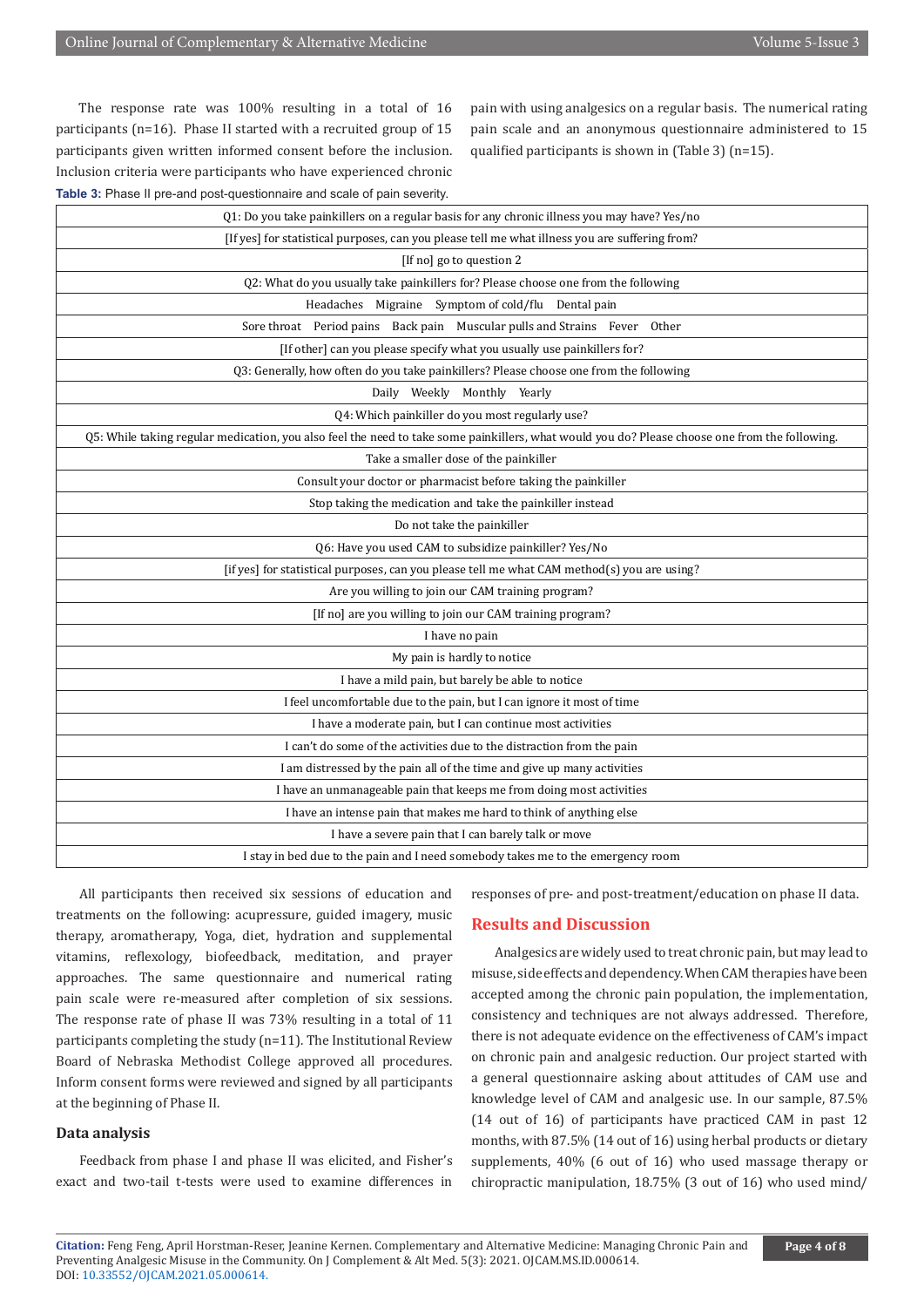The response rate was 100% resulting in a total of 16 participants (n=16). Phase II started with a recruited group of 15 participants given written informed consent before the inclusion. Inclusion criteria were participants who have experienced chronic pain with using analgesics on a regular basis. The numerical rating pain scale and an anonymous questionnaire administered to 15 qualified participants is shown in (Table 3) (n=15).

**Table 3:** Phase II pre-and post-questionnaire and scale of pain severity.

| Q1: Do you take painkillers on a regular basis for any chronic illness you may have? Yes/no |
|---|
| [If yes] for statistical purposes, can you please tell me what illness you are suffering from? |
| [If no] go to question 2 |
| Q2: What do you usually take painkillers for? Please choose one from the following |
| Headaches Migraine Symptom of cold/flu Dental pain |
| Sore throat Period pains Back pain Muscular pulls and Strains Fever Other |
| [If other] can you please specify what you usually use painkillers for? |
| Q3: Generally, how often do you take painkillers? Please choose one from the following |
| Daily Weekly Monthly Yearly |
| Q4: Which painkiller do you most regularly use? |
| Q5: While taking regular medication, you also feel the need to take some painkillers, what would you do? Please choose one from the following. |
| Take a smaller dose of the painkiller |
| Consult your doctor or pharmacist before taking the painkiller |
| Stop taking the medication and take the painkiller instead |
| Do not take the painkiller |
| Q6: Have you used CAM to subsidize painkiller? Yes/No |
| [if yes] for statistical purposes, can you please tell me what CAM method(s) you are using? |
| Are you willing to join our CAM training program? |
| [If no] are you willing to join our CAM training program? |
| I have no pain |
| My pain is hardly to notice |
| I have a mild pain, but barely be able to notice |
| I feel uncomfortable due to the pain, but I can ignore it most of time |
| I have a moderate pain, but I can continue most activities |
| I can't do some of the activities due to the distraction from the pain |
| I am distressed by the pain all of the time and give up many activities |
| I have an unmanageable pain that keeps me from doing most activities |
| I have an intense pain that makes me hard to think of anything else |
| I have a severe pain that I can barely talk or move |
| I stay in bed due to the pain and I need somebody takes me to the emergency room |

All participants then received six sessions of education and treatments on the following: acupressure, guided imagery, music therapy, aromatherapy, Yoga, diet, hydration and supplemental vitamins, reflexology, biofeedback, meditation, and prayer approaches. The same questionnaire and numerical rating pain scale were re-measured after completion of six sessions. The response rate of phase II was 73% resulting in a total of 11 participants completing the study (n=11). The Institutional Review Board of Nebraska Methodist College approved all procedures. Inform consent forms were reviewed and signed by all participants at the beginning of Phase II.

### Data analysis

Feedback from phase I and phase II was elicited, and Fisher's exact and two-tail t-tests were used to examine differences in responses of pre- and post-treatment/education on phase II data.

## Results and Discussion

Analgesics are widely used to treat chronic pain, but may lead to misuse, side effects and dependency. When CAM therapies have been accepted among the chronic pain population, the implementation, consistency and techniques are not always addressed. Therefore, there is not adequate evidence on the effectiveness of CAM's impact on chronic pain and analgesic reduction. Our project started with a general questionnaire asking about attitudes of CAM use and knowledge level of CAM and analgesic use. In our sample, 87.5% (14 out of 16) of participants have practiced CAM in past 12 months, with 87.5% (14 out of 16) using herbal products or dietary supplements, 40% (6 out of 16) who used massage therapy or chiropractic manipulation, 18.75% (3 out of 16) who used mind/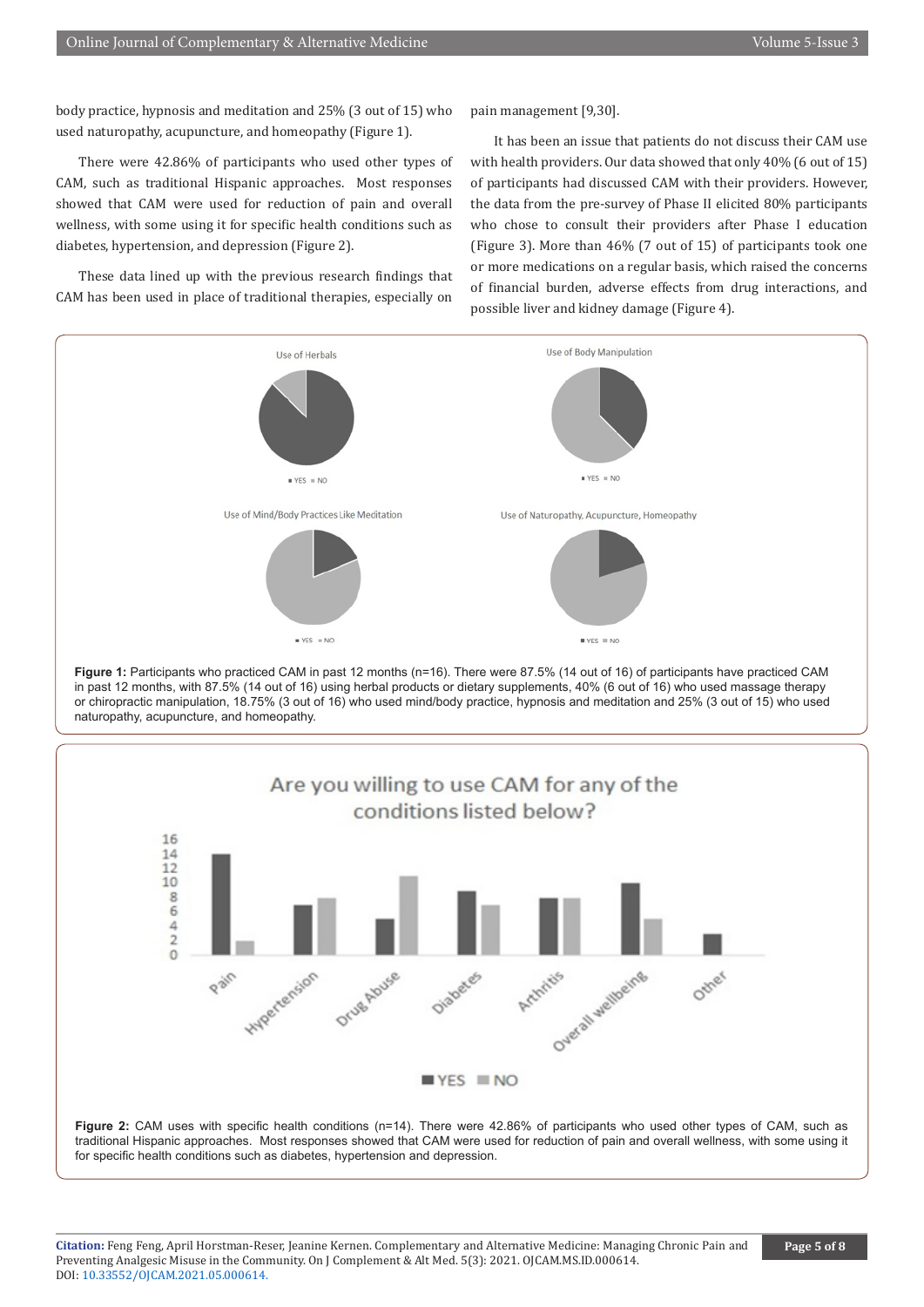body practice, hypnosis and meditation and 25% (3 out of 15) who used naturopathy, acupuncture, and homeopathy (Figure 1).

There were 42.86% of participants who used other types of CAM, such as traditional Hispanic approaches. Most responses showed that CAM were used for reduction of pain and overall wellness, with some using it for specific health conditions such as diabetes, hypertension, and depression (Figure 2).

These data lined up with the previous research findings that CAM has been used in place of traditional therapies, especially on pain management [9,30].

It has been an issue that patients do not discuss their CAM use with health providers. Our data showed that only 40% (6 out of 15) of participants had discussed CAM with their providers. However, the data from the pre-survey of Phase II elicited 80% participants who chose to consult their providers after Phase I education (Figure 3). More than 46% (7 out of 15) of participants took one or more medications on a regular basis, which raised the concerns of financial burden, adverse effects from drug interactions, and possible liver and kidney damage (Figure 4).

**Figure 1:** Participants who practiced CAM in past 12 months (n=16). There were 87.5% (14 out of 16) of participants have practiced CAM in past 12 months, with 87.5% (14 out of 16) using herbal products or dietary supplements, 40% (6 out of 16) who used massage therapy or chiropractic manipulation, 18.75% (3 out of 16) who used mind/body practice, hypnosis and meditation and 25% (3 out of 15) who used naturopathy, acupuncture, and homeopathy.

**Figure 2:** CAM uses with specific health conditions (n=14). There were 42.86% of participants who used other types of CAM, such as traditional Hispanic approaches. Most responses showed that CAM were used for reduction of pain and overall wellness, with some using it for specific health conditions such as diabetes, hypertension and depression.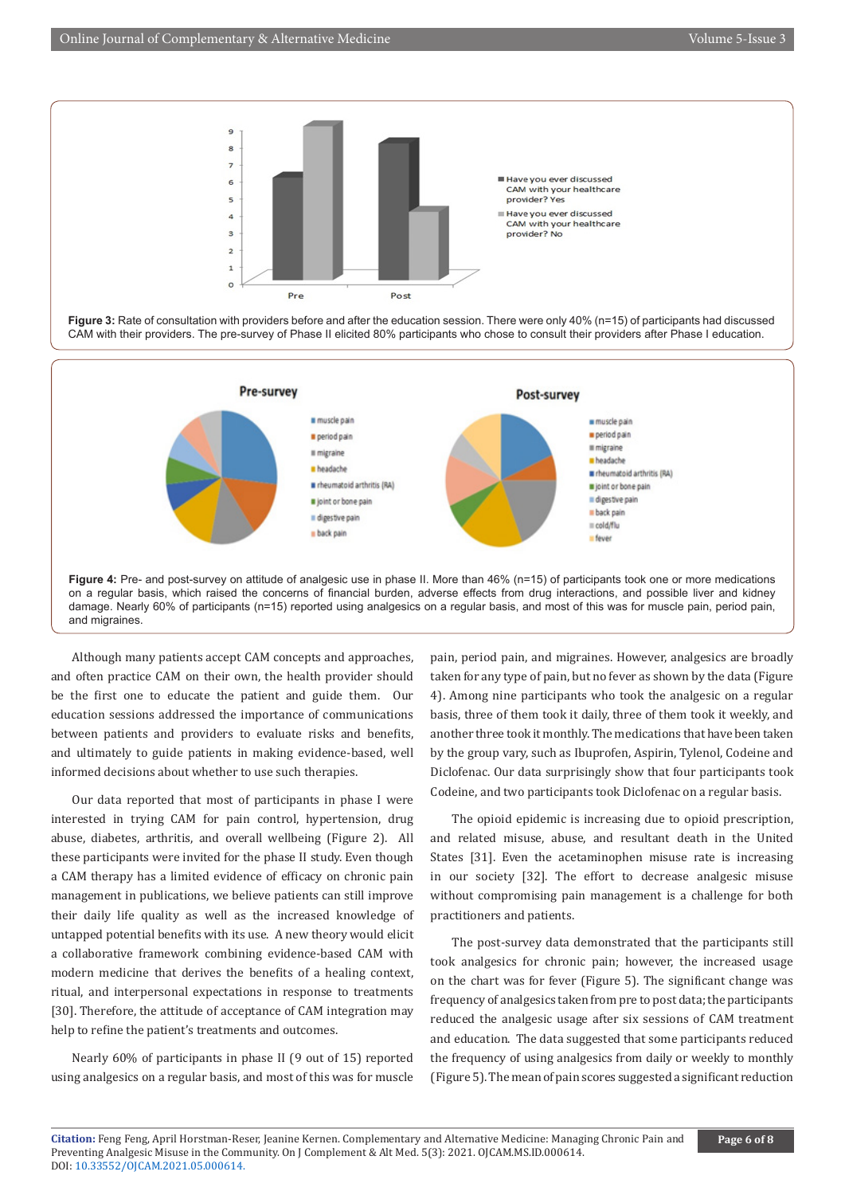**Figure 3:** Rate of consultation with providers before and after the education session. There were only 40% (n=15) of participants had discussed CAM with their providers. The pre-survey of Phase II elicited 80% participants who chose to consult their providers after Phase I education.

**Figure 4:** Pre- and post-survey on attitude of analgesic use in phase II. More than 46% (n=15) of participants took one or more medications on a regular basis, which raised the concerns of financial burden, adverse effects from drug interactions, and possible liver and kidney damage. Nearly 60% of participants (n=15) reported using analgesics on a regular basis, and most of this was for muscle pain, period pain, and migraines.

Although many patients accept CAM concepts and approaches, and often practice CAM on their own, the health provider should be the first one to educate the patient and guide them. Our education sessions addressed the importance of communications between patients and providers to evaluate risks and benefits, and ultimately to guide patients in making evidence-based, well informed decisions about whether to use such therapies.

Our data reported that most of participants in phase I were interested in trying CAM for pain control, hypertension, drug abuse, diabetes, arthritis, and overall wellbeing (Figure 2). All these participants were invited for the phase II study. Even though a CAM therapy has a limited evidence of efficacy on chronic pain management in publications, we believe patients can still improve their daily life quality as well as the increased knowledge of untapped potential benefits with its use. A new theory would elicit a collaborative framework combining evidence-based CAM with modern medicine that derives the benefits of a healing context, ritual, and interpersonal expectations in response to treatments [30]. Therefore, the attitude of acceptance of CAM integration may help to refine the patient's treatments and outcomes.

Nearly 60% of participants in phase II (9 out of 15) reported using analgesics on a regular basis, and most of this was for muscle pain, period pain, and migraines. However, analgesics are broadly taken for any type of pain, but no fever as shown by the data (Figure 4). Among nine participants who took the analgesic on a regular basis, three of them took it daily, three of them took it weekly, and another three took it monthly. The medications that have been taken by the group vary, such as Ibuprofen, Aspirin, Tylenol, Codeine and Diclofenac. Our data surprisingly show that four participants took Codeine, and two participants took Diclofenac on a regular basis.

The opioid epidemic is increasing due to opioid prescription, and related misuse, abuse, and resultant death in the United States [31]. Even the acetaminophen misuse rate is increasing in our society [32]. The effort to decrease analgesic misuse without compromising pain management is a challenge for both practitioners and patients.

The post-survey data demonstrated that the participants still took analgesics for chronic pain; however, the increased usage on the chart was for fever (Figure 5). The significant change was frequency of analgesics taken from pre to post data; the participants reduced the analgesic usage after six sessions of CAM treatment and education. The data suggested that some participants reduced the frequency of using analgesics from daily or weekly to monthly (Figure 5). The mean of pain scores suggested a significant reduction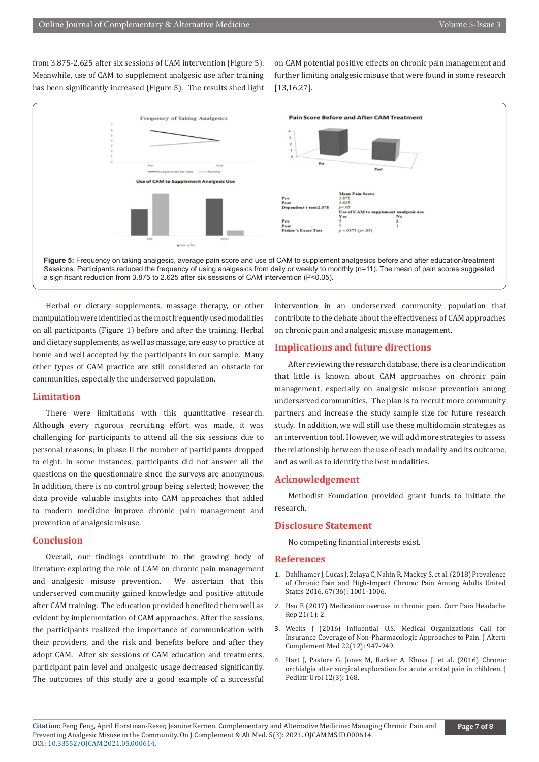from 3.875-2.625 after six sessions of CAM intervention (Figure 5). Meanwhile, use of CAM to supplement analgesic use after training has been significantly increased (Figure 5). The results shed light on CAM potential positive effects on chronic pain management and further limiting analgesic misuse that were found in some research [13,16,27].

| | Mean Pain Score | |
|---|---|---|
| Pre | 3.875 | |
| Post | 2.625 | |
| Dependent t-test:2.578 | $p<.05$ | |
| | Use of CAM to supplement analgesic use | |
| | Yes | No |
| Pre | 5 | 8 |
| Post | 7 | 1 |
| Fisher's Exact Test | $p=.0375$ ($p<.05$) | |

**Figure 5:** Frequency on taking analgesic, average pain score and use of CAM to supplement analgesics before and after education/treatment Sessions. Participants reduced the frequency of using analgesics from daily or weekly to monthly (n=11). The mean of pain scores suggested a significant reduction from 3.875 to 2.625 after six sessions of CAM intervention (P<0.05).

Herbal or dietary supplements, massage therapy, or other manipulation were identified as the most frequently used modalities on all participants (Figure 1) before and after the training. Herbal and dietary supplements, as well as massage, are easy to practice at home and well accepted by the participants in our sample. Many other types of CAM practice are still considered an obstacle for communities, especially the underserved population.

## Limitation

There were limitations with this quantitative research. Although every rigorous recruiting effort was made, it was challenging for participants to attend all the six sessions due to personal reasons; in phase II the number of participants dropped to eight. In some instances, participants did not answer all the questions on the questionnaire since the surveys are anonymous. In addition, there is no control group being selected; however, the data provide valuable insights into CAM approaches that added to modern medicine improve chronic pain management and prevention of analgesic misuse.

## Conclusion

Overall, our findings contribute to the growing body of literature exploring the role of CAM on chronic pain management and analgesic misuse prevention. We ascertain that this underserved community gained knowledge and positive attitude after CAM training. The education provided benefited them well as evident by implementation of CAM approaches. After the sessions, the participants realized the importance of communication with their providers, and the risk and benefits before and after they adopt CAM. After six sessions of CAM education and treatments, participant pain level and analgesic usage decreased significantly. The outcomes of this study are a good example of a successful intervention in an underserved community population that contribute to the debate about the effectiveness of CAM approaches on chronic pain and analgesic misuse management.

## Implications and future directions

After reviewing the research database, there is a clear indication that little is known about CAM approaches on chronic pain management, especially on analgesic misuse prevention among underserved communities. The plan is to recruit more community partners and increase the study sample size for future research study. In addition, we will still use these multidomain strategies as an intervention tool. However, we will add more strategies to assess the relationship between the use of each modality and its outcome, and as well as to identify the best modalities.

## Acknowledgement

Methodist Foundation provided grant funds to initiate the research.

## Disclosure Statement

No competing financial interests exist.

## References

1. Dahlhamer J, Lucas J, Zelaya C, Nahin R, Mackey S, et al. (2018) Prevalence of Chronic Pain and High-Impact Chronic Pain Among Adults United States 2016. 67(36): 1001-1006.
2. Hsu E (2017) Medication overuse in chronic pain. Curr Pain Headache Rep 21(1): 2.
3. Weeks J (2016) Influential U.S. Medical Organizations Call for Insurance Coverage of Non-Pharmacologic Approaches to Pain. J Altern Complement Med 22(12): 947-949.
4. Hart J, Pastore G, Jones M, Barker A, Khosa J, et al. (2016) Chronic orchialgia after surgical exploration for acute scrotal pain in children. J Pediatr Urol 12(3): 168.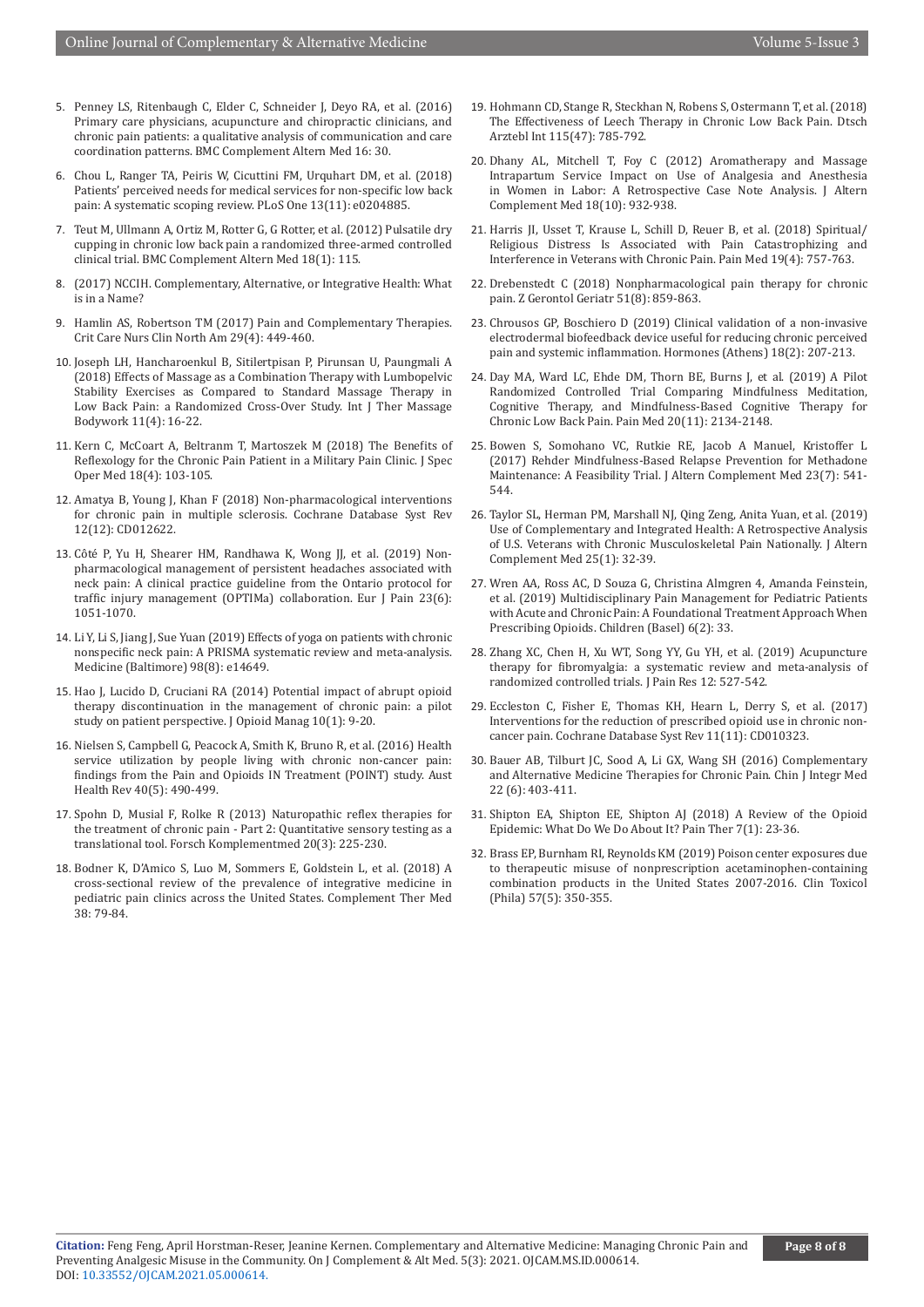5. Penney LS, Ritenbaugh C, Elder C, Schneider J, Deyo RA, et al. (2016) Primary care physicians, acupuncture and chiropractic clinicians, and chronic pain patients: a qualitative analysis of communication and care coordination patterns. BMC Complement Altern Med 16: 30.
6. Chou L, Ranger TA, Peiris W, Cicuttini FM, Urquhart DM, et al. (2018) Patients' perceived needs for medical services for non-specific low back pain: A systematic scoping review. PLoS One 13(11): e0204885.
7. Teut M, Ullmann A, Ortiz M, Rotter G, G Rotter, et al. (2012) Pulsatile dry cupping in chronic low back pain a randomized three-armed controlled clinical trial. BMC Complement Altern Med 18(1): 115.
8. (2017) NCCIH. Complementary, Alternative, or Integrative Health: What is in a Name?
9. Hamlin AS, Robertson TM (2017) Pain and Complementary Therapies. Crit Care Nurs Clin North Am 29(4): 449-460.
10. Joseph LH, Hancharoenkul B, Sitilertpisan P, Pirunsan U, Paungmali A (2018) Effects of Massage as a Combination Therapy with Lumbopelvic Stability Exercises as Compared to Standard Massage Therapy in Low Back Pain: a Randomized Cross-Over Study. Int J Ther Massage Bodywork 11(4): 16-22.
11. Kern C, McCoart A, Beltranm T, Martoszek M (2018) The Benefits of Reflexology for the Chronic Pain Patient in a Military Pain Clinic. J Spec Oper Med 18(4): 103-105.
12. Amatya B, Young J, Khan F (2018) Non-pharmacological interventions for chronic pain in multiple sclerosis. Cochrane Database Syst Rev 12(12): CD012622.
13. Côté P, Yu H, Shearer HM, Randhawa K, Wong JJ, et al. (2019) Non-pharmacological management of persistent headaches associated with neck pain: A clinical practice guideline from the Ontario protocol for traffic injury management (OPTIMa) collaboration. Eur J Pain 23(6): 1051-1070.
14. Li Y, Li S, Jiang J, Sue Yuan (2019) Effects of yoga on patients with chronic nonspecific neck pain: A PRISMA systematic review and meta-analysis. Medicine (Baltimore) 98(8): e14649.
15. Hao J, Lucido D, Cruciani RA (2014) Potential impact of abrupt opioid therapy discontinuation in the management of chronic pain: a pilot study on patient perspective. J Opioid Manag 10(1): 9-20.
16. Nielsen S, Campbell G, Peacock A, Smith K, Bruno R, et al. (2016) Health service utilization by people living with chronic non-cancer pain: findings from the Pain and Opioids IN Treatment (POINT) study. Aust Health Rev 40(5): 490-499.
17. Spohn D, Musial F, Rolke R (2013) Naturopathic reflex therapies for the treatment of chronic pain - Part 2: Quantitative sensory testing as a translational tool. Forsch Komplementmed 20(3): 225-230.
18. Bodner K, D'Amico S, Luo M, Sommers E, Goldstein L, et al. (2018) A cross-sectional review of the prevalence of integrative medicine in pediatric pain clinics across the United States. Complement Ther Med 38: 79-84.
19. Hohmann CD, Stange R, Steckhan N, Robens S, Ostermann T, et al. (2018) The Effectiveness of Leech Therapy in Chronic Low Back Pain. Dtsch Arztebl Int 115(47): 785-792.
20. Dhany AL, Mitchell T, Foy C (2012) Aromatherapy and Massage Intrapartum Service Impact on Use of Analgesia and Anesthesia in Women in Labor: A Retrospective Case Note Analysis. J Altern Complement Med 18(10): 932-938.
21. Harris JI, Usset T, Krause L, Schill D, Reuer B, et al. (2018) Spiritual/Religious Distress Is Associated with Pain Catastrophizing and Interference in Veterans with Chronic Pain. Pain Med 19(4): 757-763.
22. Drebenstedt C (2018) Nonpharmacological pain therapy for chronic pain. Z Gerontol Geriatr 51(8): 859-863.
23. Chrousos GP, Boschiero D (2019) Clinical validation of a non-invasive electrodermal biofeedback device useful for reducing chronic perceived pain and systemic inflammation. Hormones (Athens) 18(2): 207-213.
24. Day MA, Ward LC, Ehde DM, Thorn BE, Burns J, et al. (2019) A Pilot Randomized Controlled Trial Comparing Mindfulness Meditation, Cognitive Therapy, and Mindfulness-Based Cognitive Therapy for Chronic Low Back Pain. Pain Med 20(11): 2134-2148.
25. Bowen S, Somohano VC, Rutkie RE, Jacob A Manuel, Kristoffer L (2017) Rehder Mindfulness-Based Relapse Prevention for Methadone Maintenance: A Feasibility Trial. J Altern Complement Med 23(7): 541-544.
26. Taylor SL, Herman PM, Marshall NJ, Qing Zeng, Anita Yuan, et al. (2019) Use of Complementary and Integrated Health: A Retrospective Analysis of U.S. Veterans with Chronic Musculoskeletal Pain Nationally. J Altern Complement Med 25(1): 32-39.
27. Wren AA, Ross AC, D Souza G, Christina Almgren 4, Amanda Feinstein, et al. (2019) Multidisciplinary Pain Management for Pediatric Patients with Acute and Chronic Pain: A Foundational Treatment Approach When Prescribing Opioids. Children (Basel) 6(2): 33.
28. Zhang XC, Chen H, Xu WT, Song YY, Gu YH, et al. (2019) Acupuncture therapy for fibromyalgia: a systematic review and meta-analysis of randomized controlled trials. J Pain Res 12: 527-542.
29. Eccleston C, Fisher E, Thomas KH, Hearn L, Derry S, et al. (2017) Interventions for the reduction of prescribed opioid use in chronic non-cancer pain. Cochrane Database Syst Rev 11(11): CD010323.
30. Bauer AB, Tilburt JC, Sood A, Li GX, Wang SH (2016) Complementary and Alternative Medicine Therapies for Chronic Pain. Chin J Integr Med 22 (6): 403-411.
31. Shipton EA, Shipton EE, Shipton AJ (2018) A Review of the Opioid Epidemic: What Do We Do About It? Pain Ther 7(1): 23-36.
32. Brass EP, Burnham RI, Reynolds KM (2019) Poison center exposures due to therapeutic misuse of nonprescription acetaminophen-containing combination products in the United States 2007-2016. Clin Toxicol (Phila) 57(5): 350-355.